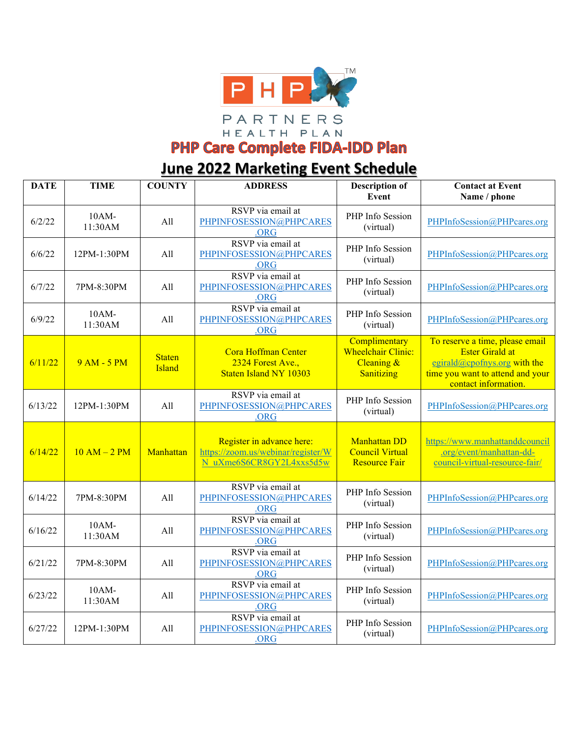PHP PARTNERS HEALTH PLAN

# PHP Care Complete FIDA-IDD Plan

## June 2022 Marketing Event Schedule

| DATE | TIME | COUNTY | ADDRESS | Description of Event | Contact at Event Name / phone |
|---|---|---|---|---|---|
| 6/2/22 | 10AM-11:30AM | All | RSVP via email at PHPINFOSESSION@PHPCARES.ORG | PHP Info Session (virtual) | PHPInfoSession@PHPcares.org |
| 6/6/22 | 12PM-1:30PM | All | RSVP via email at PHPINFOSESSION@PHPCARES.ORG | PHP Info Session (virtual) | PHPInfoSession@PHPcares.org |
| 6/7/22 | 7PM-8:30PM | All | RSVP via email at PHPINFOSESSION@PHPCARES.ORG | PHP Info Session (virtual) | PHPInfoSession@PHPcares.org |
| 6/9/22 | 10AM-11:30AM | All | RSVP via email at PHPINFOSESSION@PHPCARES.ORG | PHP Info Session (virtual) | PHPInfoSession@PHPcares.org |
| 6/11/22 | 9 AM - 5 PM | Staten Island | Cora Hoffman Center 2324 Forest Ave., Staten Island NY 10303 | Complimentary Wheelchair Clinic: Cleaning & Sanitizing | To reserve a time, please email Ester Girald at egirald@cpofnys.org with the time you want to attend and your contact information. |
| 6/13/22 | 12PM-1:30PM | All | RSVP via email at PHPINFOSESSION@PHPCARES.ORG | PHP Info Session (virtual) | PHPInfoSession@PHPcares.org |
| 6/14/22 | 10 AM – 2 PM | Manhattan | Register in advance here: https://zoom.us/webinar/register/WN_uXme6S6CR8GY2L4xxs5d5w | Manhattan DD Council Virtual Resource Fair | https://www.manhattanddcouncil.org/event/manhattan-dd-council-virtual-resource-fair/ |
| 6/14/22 | 7PM-8:30PM | All | RSVP via email at PHPINFOSESSION@PHPCARES.ORG | PHP Info Session (virtual) | PHPInfoSession@PHPcares.org |
| 6/16/22 | 10AM-11:30AM | All | RSVP via email at PHPINFOSESSION@PHPCARES.ORG | PHP Info Session (virtual) | PHPInfoSession@PHPcares.org |
| 6/21/22 | 7PM-8:30PM | All | RSVP via email at PHPINFOSESSION@PHPCARES.ORG | PHP Info Session (virtual) | PHPInfoSession@PHPcares.org |
| 6/23/22 | 10AM-11:30AM | All | RSVP via email at PHPINFOSESSION@PHPCARES.ORG | PHP Info Session (virtual) | PHPInfoSession@PHPcares.org |
| 6/27/22 | 12PM-1:30PM | All | RSVP via email at PHPINFOSESSION@PHPCARES.ORG | PHP Info Session (virtual) | PHPInfoSession@PHPcares.org |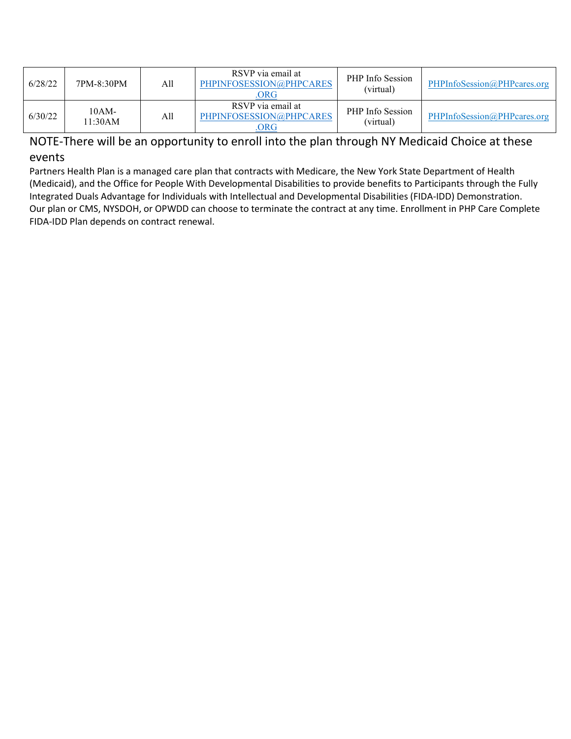| | | | | | |
|---|---|---|---|---|---|
| 6/28/22 | 7PM-8:30PM | All | RSVP via email at PHPINFOSESSION@PHPCARES.ORG | PHP Info Session (virtual) | PHPInfoSession@PHPcares.org |
| 6/30/22 | 10AM-11:30AM | All | RSVP via email at PHPINFOSESSION@PHPCARES.ORG | PHP Info Session (virtual) | PHPInfoSession@PHPcares.org |

NOTE-There will be an opportunity to enroll into the plan through NY Medicaid Choice at these events

Partners Health Plan is a managed care plan that contracts with Medicare, the New York State Department of Health (Medicaid), and the Office for People With Developmental Disabilities to provide benefits to Participants through the Fully Integrated Duals Advantage for Individuals with Intellectual and Developmental Disabilities (FIDA-IDD) Demonstration. Our plan or CMS, NYSDOH, or OPWDD can choose to terminate the contract at any time. Enrollment in PHP Care Complete FIDA-IDD Plan depends on contract renewal.